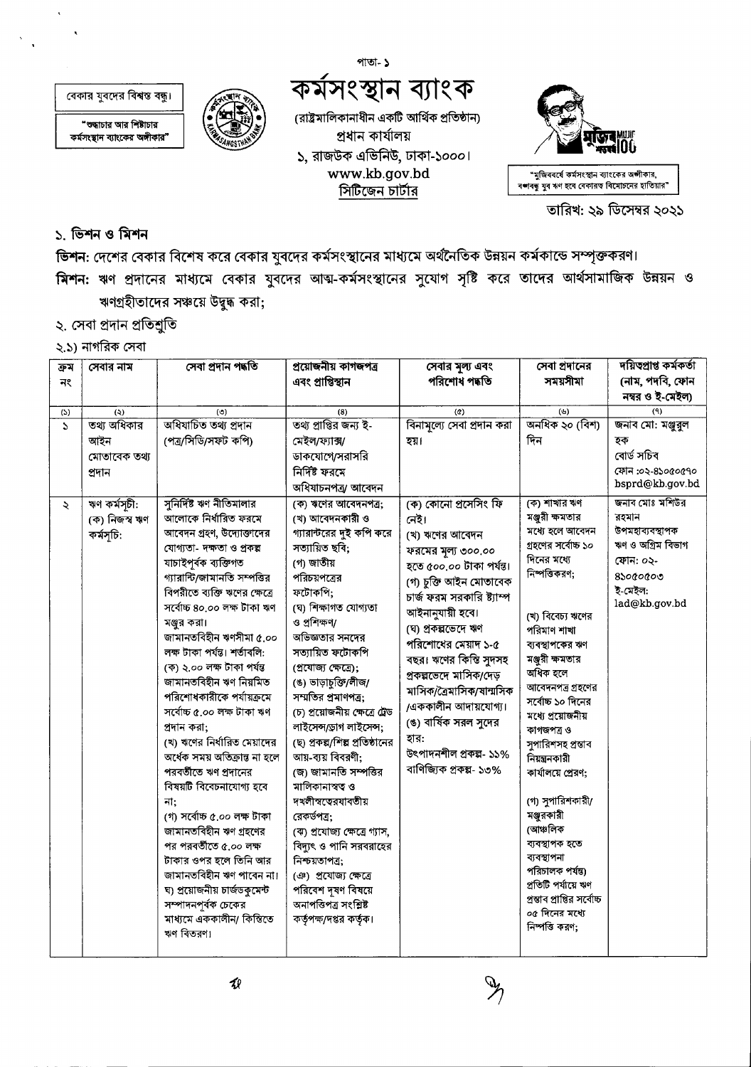বেকার যুবদের বিশ্বস্ত বন্ধু।

"শুদ্ধাচার আর শিষ্টাচার কর্মসংস্থান ব্যাংকের অঙ্গীকার"

# কর্মসংস্থান ব্যাংক

(রাষ্ট্রমালিকানাধীন একটি আর্থিক প্রতিষ্ঠান)
প্রধান কার্যালয়
১, রাজউক এভিনিউ, ঢাকা-১০০০।
www.kb.gov.bd
সিটিজেন চার্টার

"মুজিববর্ষে কর্মসংস্থান ব্যাংকের অঙ্গীকার, বঙ্গবন্ধু যুব ঋণ হবে বেকারত্ব বিমোচনের হাতিয়ার"

তারিখ: ২৯ ডিসেম্বর ২০২১

## ১. ভিশন ও মিশন

**ভিশন:** দেশের বেকার বিশেষ করে বেকার যুবদের কর্মসংস্থানের মাধ্যমে অর্থনৈতিক উন্নয়ন কর্মকাণ্ডে সম্পৃক্তকরণ।

**মিশন:** ঋণ প্রদানের মাধ্যমে বেকার যুবদের আত্ম-কর্মসংস্থানের সুযোগ সৃষ্টি করে তাদের আর্থসামাজিক উন্নয়ন ও ঋণগ্রহীতাদের সঞ্চয়ে উদ্বুদ্ধ করা;

## ২. সেবা প্রদান প্রতিশ্রুতি

### ২.১) নাগরিক সেবা

| ক্রম নং | সেবার নাম | সেবা প্রদান পদ্ধতি | প্রয়োজনীয় কাগজপত্র এবং প্রাপ্তিস্থান | সেবার মূল্য এবং পরিশোধ পদ্ধতি | সেবা প্রদানের সময়সীমা | দয়িত্বপ্রাপ্ত কর্মকর্তা (নাম, পদবি, ফোন নম্বর ও ই-মেইল) |
|---|---|---|---|---|---|---|
| (১) | (২) | (৩) | (৪) | (৫) | (৬) | (৭) |
| ১ | তথ্য অধিকার আইন মোতাবেক তথ্য প্রদান | অধিযাচিত তথ্য প্রদান (পত্র/সিডি/সফট কপি) | তথ্য প্রাপ্তির জন্য ই-মেইল/ফ্যাক্স/ ডাকযোগে/সরাসরি নির্দিষ্ট ফরমে অধিযাচনপত্র/ আবেদন | বিনামূল্যে সেবা প্রদান করা হয়। | অনধিক ২০ (বিশ) দিন | জনাব মো: মঞ্জুরুল হক বোর্ড সচিব ফোন :০২-৪১০৫০৫৭০ bsprd@kb.gov.bd |
| ২ | ঋণ কর্মসূচি: (ক) নিজস্ব ঋণ কর্মসূচি: | সুনির্দিষ্ট ঋণ নীতিমালার আলোকে নির্ধারিত ফরমে আবেদন গ্রহণ, উদ্যোক্তাদের যোগ্যতা- দক্ষতা ও প্রকল্প যাচাইপূর্বক ব্যক্তিগত গ্যারান্টি/জামানতি সম্পত্তির বিপরীতে ব্যক্তি ঋণের ক্ষেত্রে সর্বোচ্চ ৪০.০০ লক্ষ টাকা ঋণ মঞ্জুর করা। জামানতবিহীন ঋণসীমা ৫.০০ লক্ষ টাকা পর্যন্ত। শর্তাবলি: (ক) ২.০০ লক্ষ টাকা পর্যন্ত জামানতবিহীন ঋণ নিয়মিত পরিশোধকারীকে পর্যায়ক্রমে সর্বোচ্চ ৫.০০ লক্ষ টাকা ঋণ প্রদান করা; (খ) ঋণের নির্ধারিত মেয়াদের অর্ধেক সময় অতিক্রান্ত না হলে পরবর্তীতে ঋণ প্রদানের বিষয়টি বিবেচনাযোগ্য হবে না; (গ) সর্বোচ্চ ৫.০০ লক্ষ টাকা জামানতবিহীন ঋণ গ্রহণের পর পরবর্তীতে ৫.০০ লক্ষ টাকার ওপর হলে তিনি আর জামানতবিহীন ঋণ পাবেন না। ঘ) প্রয়োজনীয় চার্জডকুমেন্ট সম্পাদনপূর্বক চেকের মাধ্যমে এককালীন/ কিস্তিতে ঋণ বিতরণ। | (ক) ঋণের আবেদনপত্র; (খ) আবেদনকারী ও গ্যারান্টরের দুই কপি করে সত্যায়িত ছবি; (গ) জাতীয় পরিচয়পত্রের ফটোকপি; (ঘ) শিক্ষাগত যোগ্যতা ও প্রশিক্ষণ/ অভিজ্ঞতার সনদের সত্যায়িত ফটোকপি (প্রযোজ্য ক্ষেত্রে); (ঙ) ভাড়াচুক্তি/লীজ/ সম্মতির প্রমাণপত্র; (চ) প্রয়োজনীয় ক্ষেত্রে ট্রেড লাইসেন্স/ড্রাগ লাইসেন্স; (ছ) প্রকল্প/শিল্প প্রতিষ্ঠানের আয়-ব্যয় বিবরণী; (জ) জামানতি সম্পত্তির মালিকানাস্বত্ব ও দখলীস্বত্বেরযাবতীয় রেকর্ডপত্র; (ঝ) প্রযোজ্য ক্ষেত্রে গ্যাস, বিদ্যুৎ ও পানি সরবরাহের নিশ্চয়তাপত্র; (ঞ) প্রযোজ্য ক্ষেত্রে পরিবেশ দূষণ বিষয়ে অনাপত্তিপত্র সংশ্লিষ্ট কর্তৃপক্ষ/দপ্তর কর্তৃক। | (ক) কোনো প্রসেসিং ফি নেই। (খ) ঋণের আবেদন ফরমের মূল্য ৩০০.০০ হতে ৫০০.০০ টাকা পর্যন্ত। (গ) চুক্তি আইন মোতাবেক চার্জ ফরম সরকারি ষ্ট্যাম্প আইনানুযায়ী হবে। (ঘ) প্রকল্পভেদে ঋণ পরিশোধের মেয়াদ ১-৫ বছর। ঋণের কিস্তি সুদসহ প্রকল্পভেদে মাসিক/দেড় মাসিক/ত্রৈমাসিক/ষান্মাসিক /এককালীন আদায়যোগ্য। (ঙ) বার্ষিক সরল সুদের হার: উৎপাদনশীল প্রকল্প- ১১% বাণিজ্যিক প্রকল্প- ১৩% | (ক) শাখার ঋণ মঞ্জুরী ক্ষমতার মধ্যে হলে আবেদন গ্রহণের সর্বোচ্চ ১০ দিনের মধ্যে নিষ্পত্তিকরণ; (খ) বিবেচ্য ঋণের পরিমাণ শাখা ব্যবস্থাপকের ঋণ মঞ্জুরী ক্ষমতার অধিক হলে আবেদনপত্র গ্রহণের সর্বোচ্চ ১০ দিনের মধ্যে প্রয়োজনীয় কাগজপত্র ও সুপারিশসহ প্রস্তাব নিয়ন্ত্রনকারী কার্যালয়ে প্রেরণ; (গ) সুপারিশকারী/ মঞ্জুরকারী (আঞ্চলিক ব্যবস্থাপক হতে ব্যবস্থাপনা পরিচালক পর্যন্ত) প্রতিটি পর্যায়ে ঋণ প্রস্তাব প্রাপ্তির সর্বোচ্চ ০৫ দিনের মধ্যে নিষ্পত্তি করণ; | জনাব মোঃ মশিউর রহমান উপমহাব্যবস্থাপক ঋণ ও অগ্রিম বিভাগ ফোন: ০২-৪১০৫০৫০৩ ই-মেইল: lad@kb.gov.bd |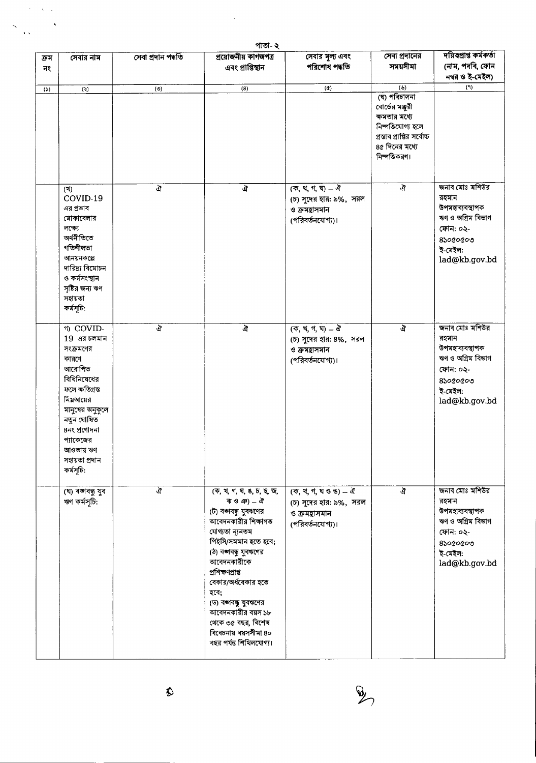| ক্রম নং | সেবার নাম | সেবা প্রদান পদ্ধতি | প্রয়োজনীয় কাগজপত্র এবং প্রাপ্তিস্থান | সেবার মূল্য এবং পরিশোধ পদ্ধতি | সেবা প্রদানের সময়সীমা | দায়িত্বপ্রাপ্ত কর্মকর্তা (নাম, পদবি, ফোন নম্বর ও ই-মেইল) |
|---|---|---|---|---|---|---|
| (১) | (২) | (৩) | (৪) | (৫) | (৬) | (৭) |
| | | | | | (ঘ) পরিচালনা বোর্ডের মঞ্জুরী ক্ষমতার মধ্যে নিষ্পত্তিযোগ্য হলে প্রস্তাব প্রাপ্তির সর্বোচ্চ ৪৫ দিনের মধ্যে নিষ্পত্তিকরণ। | |
| | (খ) COVID-19 এর প্রভাব মোকাবেলার লক্ষ্যে অর্থনীতিতে গতিশীলতা আনয়নকল্পে দারিদ্র বিমোচন ও কর্মসংস্থান সৃষ্টির জন্য ঋণ সহায়তা কর্মসূচি: | ঐ | ঐ | (ক, খ, গ, ঘ) – ঐ (চ) সুদের হার: ৯%, সরল ও ক্রমহ্রাসমান (পরিবর্তনযোগ্য)। | ঐ | জনাব মোঃ মশিউর রহমান উপমহাব্যবস্থাপক ঋণ ও অগ্রিম বিভাগ ফোন: ০২-৪১০৫০৫০৩ ই-মেইল: lad@kb.gov.bd |
| | গ) COVID-19 এর চলমান সংক্রমণের কারণে আরোপিত বিধিনিষেধের ফলে ক্ষতিগ্রস্ত নিম্নআয়ের মানুষের অনুকূলে নতুন ঘোষিত ৪নং প্রণোদনা প্যাকেজের আওতায় ঋণ সহায়তা প্রদান কর্মসূচি: | ঐ | ঐ | (ক, খ, গ, ঘ) – ঐ (চ) সুদের হার: ৪%, সরল ও ক্রমহ্রাসমান (পরিবর্তনযোগ্য)। | ঐ | জনাব মোঃ মশিউর রহমান উপমহাব্যবস্থাপক ঋণ ও অগ্রিম বিভাগ ফোন: ০২-৪১০৫০৫০৩ ই-মেইল: lad@kb.gov.bd |
| | (ঘ) বঙ্গবন্ধু যুব ঋণ কর্মসূচি: | ঐ | (ক, খ, গ, ঘ, ঙ, চ, ছ, জ, ঝ ও ঞ) – ঐ (ট) বঙ্গবন্ধু যুবঋণের আবেদনকারীর শিক্ষাগত যোগ্যতা ন্যূনতম পিইসি/সমমান হতে হবে; (ঠ) বঙ্গবন্ধু যুবঋণের আবেদনকারীকে প্রশিক্ষণপ্রাপ্ত বেকার/অর্ধবেকার হতে হবে; (ড) বঙ্গবন্ধু যুবঋণের আবেদনকারীর বয়স ১৮ থেকে ৩৫ বছর, বিশেষ বিবেচনায় বয়সসীমা ৪০ বছর পর্যন্ত শিথিলযোগ্য। | (ক, খ, গ, ঘ ও ঙ) – ঐ (চ) সুদের হার: ৯%, সরল ও ক্রমহ্রাসমান (পরিবর্তনযোগ্য)। | ঐ | জনাব মোঃ মশিউর রহমান উপমহাব্যবস্থাপক ঋণ ও অগ্রিম বিভাগ ফোন: ০২-৪১০৫০৫০৩ ই-মেইল: lad@kb.gov.bd |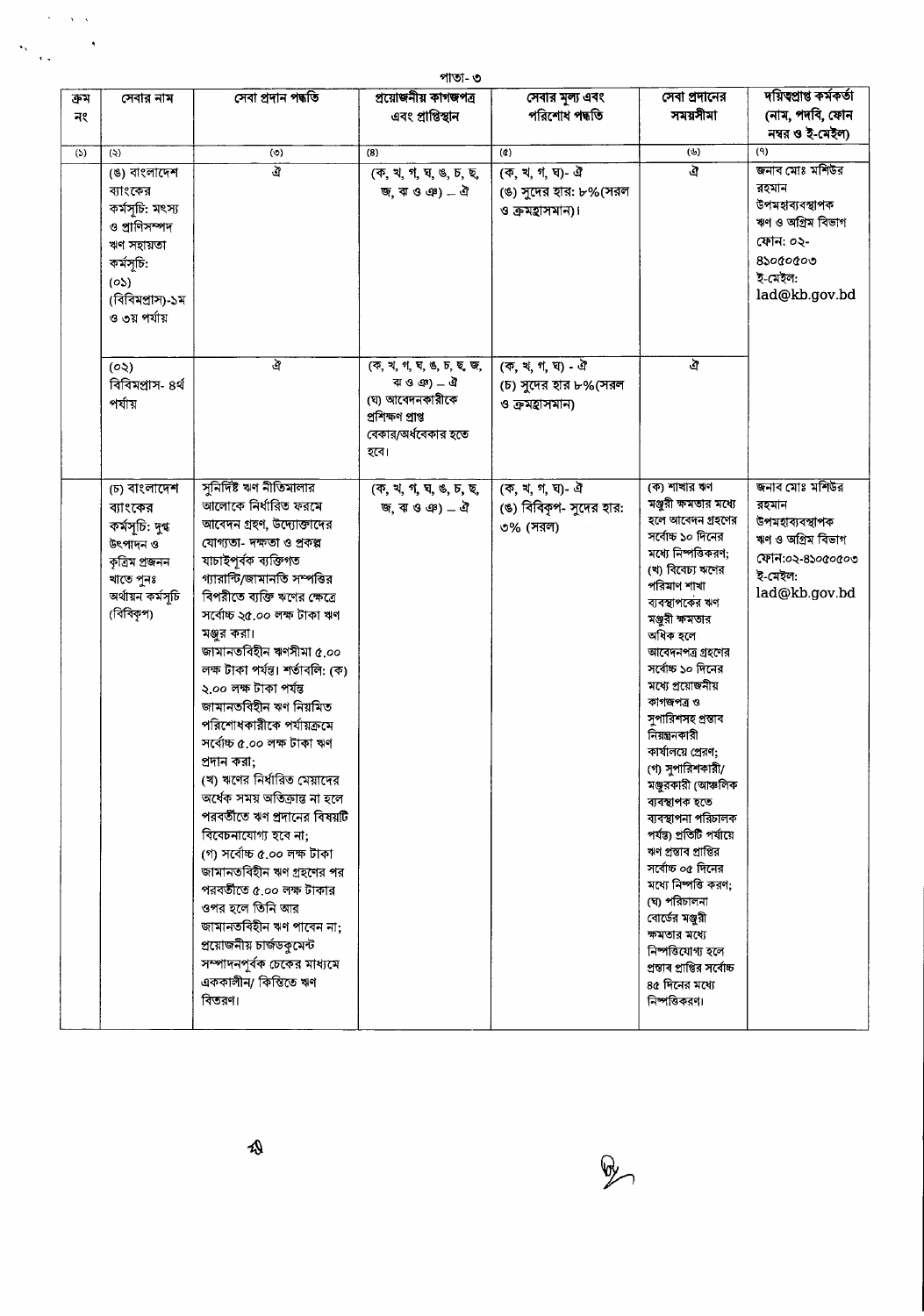| ক্রম নং | সেবার নাম | সেবা প্রদান পদ্ধতি | প্রয়োজনীয় কাগজপত্র এবং প্রাপ্তিস্থান | সেবার মূল্য এবং পরিশোধ পদ্ধতি | সেবা প্রদানের সময়সীমা | দায়িত্বপ্রাপ্ত কর্মকর্তা (নাম, পদবি, ফোন নম্বর ও ই-মেইল) |
|---|---|---|---|---|---|---|
| (১) | (২) | (৩) | (৪) | (৫) | (৬) | (৭) |
| | (ঙ) বাংলাদেশ ব্যাংকের কর্মসূচি: মৎস্য ও প্রাণিসম্পদ ঋণ সহায়তা কর্মসূচি: (০১) (বিবিমপ্রাস)-১ম ও ৩য় পর্যায় | ঐ | (ক, খ, গ, ঘ, ঙ, চ, ছ, জ, ঝ ও ঞ) – ঐ | (ক, খ, গ, ঘ)- ঐ (ঙ) সুদের হার: ৮%(সরল ও ক্রমহ্রাসমান)। | ঐ | জনাব মোঃ মশিউর রহমান উপমহাব্যবস্থাপক ঋণ ও অগ্রিম বিভাগ ফোন: ০২-৪১০৫০৫০৩ ই-মেইল: lad@kb.gov.bd |
| | (০২) বিবিমপ্রাস- ৪র্থ পর্যায় | ঐ | (ক, খ, গ, ঘ, ঙ, চ, ছ, জ, ঝ ও ঞ) – ঐ (ঘ) আবেদনকারীকে প্রশিক্ষণ প্রাপ্ত বেকার/অর্ধবেকার হতে হবে। | (ক, খ, গ, ঘ) - ঐ (চ) সুদের হার ৮%(সরল ও ক্রমহ্রাসমান) | ঐ | |
| | (চ) বাংলাদেশ ব্যাংকের কর্মসূচি: দুগ্ধ উৎপাদন ও কৃত্রিম প্রজনন খাতে পুনঃ অর্থায়ন কর্মসূচি (বিবিকৃপ) | সুনির্দিষ্ট ঋণ নীতিমালার আলোকে নির্ধারিত ফরমে আবেদন গ্রহণ, উদ্যোক্তাদের যোগ্যতা- দক্ষতা ও প্রকল্প যাচাইপূর্বক ব্যক্তিগত গ্যারান্টি/জামানতি সম্পত্তির বিপরীতে ব্যক্তি ঋণের ক্ষেত্রে সর্বোচ্চ ২৫.০০ লক্ষ টাকা ঋণ মঞ্জুর করা। জামানতবিহীন ঋণসীমা ৫.০০ লক্ষ টাকা পর্যন্ত। শর্তাবলি: (ক) ২.০০ লক্ষ টাকা পর্যন্ত জামানতবিহীন ঋণ নিয়মিত পরিশোধকারীকে পর্যায়ক্রমে সর্বোচ্চ ৫.০০ লক্ষ টাকা ঋণ প্রদান করা; (খ) ঋণের নির্ধারিত মেয়াদের অর্ধেক সময় অতিক্রান্ত না হলে পরবর্তীতে ঋণ প্রদানের বিষয়টি বিবেচনাযোগ্য হবে না; (গ) সর্বোচ্চ ৫.০০ লক্ষ টাকা জামানতবিহীন ঋণ গ্রহণের পর পরবর্তীতে ৫.০০ লক্ষ টাকার ওপর হলে তিনি আর জামানতবিহীন ঋণ পাবেন না; প্রয়োজনীয় চার্জডকুমেন্ট সম্পাদনপূর্বক চেকের মাধ্যমে এককালীন/ কিস্তিতে ঋণ বিতরণ। | (ক, খ, গ, ঘ, ঙ, চ, ছ, জ, ঝ ও ঞ) – ঐ | (ক, খ, গ, ঘ)- ঐ (ঙ) বিবিকৃপ- সুদের হার: ৩% (সরল) | (ক) শাখার ঋণ মঞ্জুরী ক্ষমতার মধ্যে হলে আবেদন গ্রহণের সর্বোচ্চ ১০ দিনের মধ্যে নিষ্পত্তিকরণ; (খ) বিবেচ্য ঋণের পরিমাণ শাখা ব্যবস্থাপকের ঋণ মঞ্জুরী ক্ষমতার অধিক হলে আবেদনপত্র গ্রহণের সর্বোচ্চ ১০ দিনের মধ্যে প্রয়োজনীয় কাগজপত্র ও সুপারিশসহ প্রস্তাব নিয়ন্ত্রনকারী কার্যালয়ে প্রেরণ; (গ) সুপারিশকারী/ মঞ্জুরকারী (আঞ্চলিক ব্যবস্থাপক হতে ব্যবস্থাপনা পরিচালক পর্যন্ত) প্রতিটি পর্যায়ে ঋণ প্রস্তাব প্রাপ্তির সর্বোচ্চ ০৫ দিনের মধ্যে নিষ্পত্তি করণ; (ঘ) পরিচালনা বোর্ডের মঞ্জুরী ক্ষমতার মধ্যে নিষ্পত্তিযোগ্য হলে প্রস্তাব প্রাপ্তির সর্বোচ্চ ৪৫ দিনের মধ্যে নিষ্পত্তিকরণ। | জনাব মোঃ মশিউর রহমান উপমহাব্যবস্থাপক ঋণ ও অগ্রিম বিভাগ ফোন:০২-৪১০৫০৫০৩ ই-মেইল: lad@kb.gov.bd |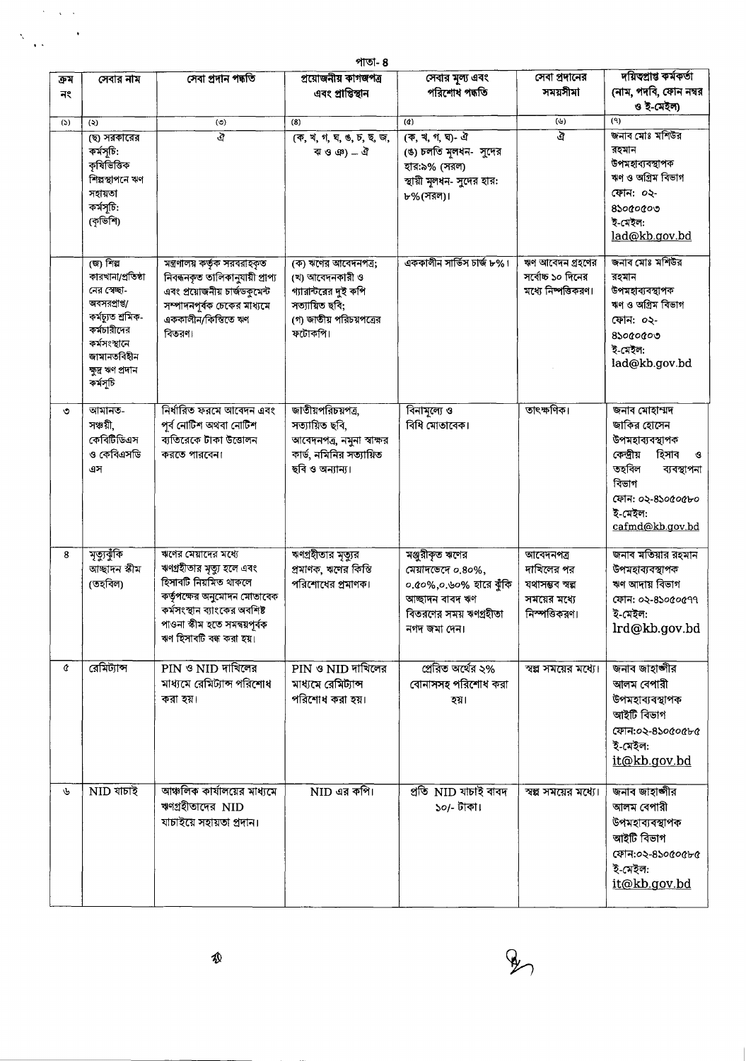| ক্রম নং | সেবার নাম | সেবা প্রদান পদ্ধতি | প্রয়োজনীয় কাগজপত্র এবং প্রাপ্তিস্থান | সেবার মূল্য এবং পরিশোধ পদ্ধতি | সেবা প্রদানের সময়সীমা | দায়িত্বপ্রাপ্ত কর্মকর্তা (নাম, পদবি, ফোন নম্বর ও ই-মেইল) |
|---|---|---|---|---|---|---|
| (১) | (২) | (৩) | (৪) | (৫) | (৬) | (৭) |
| | (ছ) সরকারের কর্মসূচি: কৃষিভিত্তিক শিল্পস্থাপনে ঋণ সহায়তা কর্মসূচি: (কৃভিশি) | ঐ | (ক, খ, গ, ঘ, ঙ, চ, ছ, জ, ঝ ও ঞ) – ঐ | (ক, খ, গ, ঘ)- ঐ (ঙ) চলতি মূলধন- সুদের হার:৯% (সরল) স্থায়ী মূলধন- সুদের হার: ৮%(সরল)। | ঐ | জনাব মোঃ মশিউর রহমান উপমহাব্যবস্থাপক ঋণ ও অগ্রিম বিভাগ ফোন: ০২-৪১০৫০৫০৩ ই-মেইল: lad@kb.gov.bd |
| | (জ) শিল্প কারখানা/প্রতিষ্ঠানের স্বেচ্ছা-অবসরপ্রাপ্ত/ কর্মচ্যুত শ্রমিক-কর্মচারীদের কর্মসংস্থানে জামানতবিহীন ক্ষুদ্র ঋণ প্রদান কর্মসূচি | মন্ত্রণালয় কর্তৃক সরবরাহকৃত নিবন্ধনকৃত তালিকানুযায়ী প্রাপ্য এবং প্রয়োজনীয় চার্জডকুমেন্ট সম্পাদনপূর্বক চেকের মাধ্যমে এককালীন/কিস্তিতে ঋণ বিতরণ। | (ক) ঋণের আবেদনপত্র; (খ) আবেদনকারী ও গ্যারান্টরের দুই কপি সত্যায়িত ছবি; (গ) জাতীয় পরিচয়পত্রের ফটোকপি। | এককালীন সার্ভিস চার্জ ৮%। | ঋণ আবেদন গ্রহণের সর্বোচ্চ ১০ দিনের মধ্যে নিষ্পত্তিকরণ। | জনাব মোঃ মশিউর রহমান উপমহাব্যবস্থাপক ঋণ ও অগ্রিম বিভাগ ফোন: ০২-৪১০৫০৫০৩ ই-মেইল: lad@kb.gov.bd |
| ৩ | আমানত-সঞ্চয়ী, কেবিটিডিএস ও কেবিএসডিএস | নির্ধারিত ফরমে আবেদন এবং পূর্ব নোটিশ অথবা নোটিশ ব্যতিরেকে টাকা উত্তোলন করতে পারবেন। | জাতীয়পরিচয়পত্র, সত্যায়িত ছবি, আবেদনপত্র, নমুনা স্বাক্ষর কার্ড, নমিনির সত্যায়িত ছবি ও অন্যান্য। | বিনামূল্যে ও বিধি মোতাবেক। | তাৎক্ষণিক। | জনাব মোহাম্মদ জাকির হোসেন উপমহাব্যবস্থাপক কেন্দ্রীয় হিসাব ও তহবিল ব্যবস্থাপনা বিভাগ ফোন: ০২-৪১০৫০৫৮০ ই-মেইল: cafmd@kb.gov.bd |
| ৪ | মৃত্যুঝুঁকি আচ্ছাদন স্কীম (তহবিল) | ঋণের মেয়াদের মধ্যে ঋণগ্রহীতার মৃত্যু হলে এবং হিসাবটি নিয়মিত থাকলে কর্তৃপক্ষের অনুমোদন মোতাবেক কর্মসংস্থান ব্যাংকের অবশিষ্ট পাওনা স্কীম হতে সমন্বয়পূর্বক ঋণ হিসাবটি বন্ধ করা হয়। | ঋণগ্রহীতার মৃত্যুর প্রমাণক, ঋণের কিস্তি পরিশোধের প্রমাণক। | মঞ্জুরীকৃত ঋণের মেয়াদভেদে ০.৪০%, ০.৫০%,০.৬০% হারে ঝুঁকি আচ্ছাদন বাবদ ঋণ বিতরণের সময় ঋণগ্রহীতা নগদ জমা দেন। | আবেদনপত্র দাখিলের পর যথাসম্ভব স্বল্প সময়ের মধ্যে নিষ্পত্তিকরণ। | জনাব মতিয়ার রহমান উপমহাব্যবস্থাপক ঋণ আদায় বিভাগ ফোন: ০২-৪১০৫০৫৭৭ ই-মেইল: lrd@kb.gov.bd |
| ৫ | রেমিট্যান্স | PIN ও NID দাখিলের মাধ্যমে রেমিট্যান্স পরিশোধ করা হয়। | PIN ও NID দাখিলের মাধ্যমে রেমিট্যান্স পরিশোধ করা হয়। | প্রেরিত অর্থের ২% বোনাসসহ পরিশোধ করা হয়। | স্বল্প সময়ের মধ্যে। | জনাব জাহাঙ্গীর আলম বেপারী উপমহাব্যবস্থাপক আইটি বিভাগ ফোন:০২-৪১০৫০৫৮৫ ই-মেইল: it@kb.gov.bd |
| ৬ | NID যাচাই | আঞ্চলিক কার্যালয়ের মাধ্যমে ঋণগ্রহীতাদের NID যাচাইয়ে সহায়তা প্রদান। | NID এর কপি। | প্রতি NID যাচাই বাবদ ১০/- টাকা। | স্বল্প সময়ের মধ্যে। | জনাব জাহাঙ্গীর আলম বেপারী উপমহাব্যবস্থাপক আইটি বিভাগ ফোন:০২-৪১০৫০৫৮৫ ই-মেইল: it@kb.gov.bd |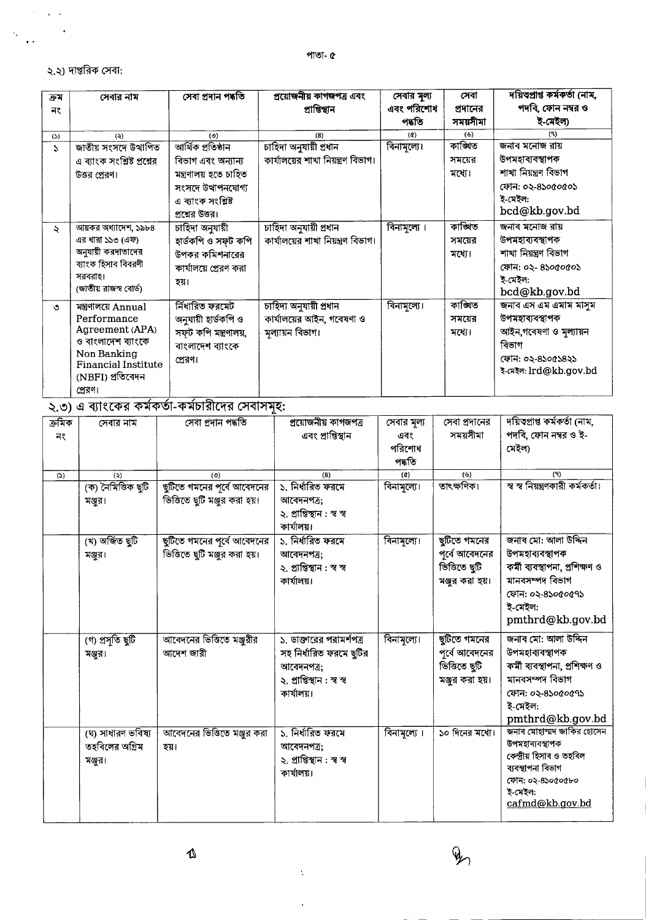২.২) দাপ্তরিক সেবা:

| ক্রম নং | সেবার নাম | সেবা প্রদান পদ্ধতি | প্রয়োজনীয় কাগজপত্র এবং প্রাপ্তিস্থান | সেবার মূল্য এবং পরিশোধ পদ্ধতি | সেবা প্রদানের সময়সীমা | দায়িত্বপ্রাপ্ত কর্মকর্তা (নাম, পদবি, ফোন নম্বর ও ই-মেইল) |
|---|---|---|---|---|---|---|
| (১) | (২) | (৩) | (৪) | (৫) | (৬) | (৭) |
| ১ | জাতীয় সংসদে উত্থাপিত এ ব্যাংক সংশ্লিষ্ট প্রশ্নের উত্তর প্রেরণ। | আর্থিক প্রতিষ্ঠান বিভাগ এবং অন্যান্য মন্ত্রণালয় হতে চাহিত সংসদে উত্থাপনযোগ্য এ ব্যাংক সংশ্লিষ্ট প্রশ্নের উত্তর। | চাহিদা অনুযায়ী প্রধান কার্যালয়ের শাখা নিয়ন্ত্রণ বিভাগ। | বিনামূল্যে। | কাঙ্খিত সময়ের মধ্যে। | জনাব মনোজ রায় উপমহাব্যবস্থাপক শাখা নিয়ন্ত্রণ বিভাগ ফোন: ০২-৪১০৫০৫০১ ই-মেইল: bcd@kb.gov.bd |
| ২ | আয়কর অধ্যাদেশ, ১৯৮৪ এর ধারা ১১৩ (এফ) অনুযায়ী করদাতাদের ব্যাংক হিসাব বিবরণী সরবরাহ। (জাতীয় রাজস্ব বোর্ড) | চাহিদা অনুযায়ী হার্ডকপি ও সফট কপি উপকর কমিশনারের কার্যালয়ে প্রেরণ করা হয়। | চাহিদা অনুযায়ী প্রধান কার্যালয়ের শাখা নিয়ন্ত্রণ বিভাগ। | বিনামূল্যে। | কাঙ্খিত সময়ের মধ্যে। | জনাব মনোজ রায় উপমহাব্যবস্থাপক শাখা নিয়ন্ত্রণ বিভাগ ফোন: ০২- ৪১০৫০৫০১ ই-মেইল: bcd@kb.gov.bd |
| ৩ | মন্ত্রণালয়ে Annual Performance Agreement (APA) ও বাংলাদেশ ব্যাংকে Non Banking Financial Institute (NBFI) প্রতিবেদন প্রেরণ। | নির্ধারিত ফরমেট অনুযায়ী হার্ডকপি ও সফট কপি মন্ত্রণালয়, বাংলাদেশ ব্যাংকে প্রেরণ। | চাহিদা অনুযায়ী প্রধান কার্যালয়ের আইন, গবেষণা ও মূল্যায়ন বিভাগ। | বিনামূল্যে। | কাঙ্খিত সময়ের মধ্যে। | জনাব এস এম এমাম মাসুম উপমহাব্যবস্থাপক আইন,গবেষণা ও মূল্যায়ন বিভাগ ফোন: ০২-৪১০৫১৪২১ ই-মেইল: lrd@kb.gov.bd |

## ২.৩) এ ব্যাংকের কর্মকর্তা-কর্মচারীদের সেবাসমূহ:

| ক্রমিক নং | সেবার নাম | সেবা প্রদান পদ্ধতি | প্রয়োজনীয় কাগজপত্র এবং প্রাপ্তিস্থান | সেবার মূল্য এবং পরিশোধ পদ্ধতি | সেবা প্রদানের সময়সীমা | দায়িত্বপ্রাপ্ত কর্মকর্তা (নাম, পদবি, ফোন নম্বর ও ই-মেইল) |
|---|---|---|---|---|---|---|
| (১) | (২) | (৩) | (৪) | (৫) | (৬) | (৭) |
| | (ক) নৈমিত্তিক ছুটি মঞ্জুর। | ছুটিতে গমনের পূর্বে আবেদনের ভিত্তিতে ছুটি মঞ্জুর করা হয়। | ১. নির্ধারিত ফরমে আবেদনপত্র; ২. প্রাপ্তিস্থান : স্ব স্ব কার্যালয়। | বিনামূল্যে। | তাৎক্ষণিক। | স্ব স্ব নিয়ন্ত্রণকারী কর্মকর্তা। |
| | (খ) অর্জিত ছুটি মঞ্জুর। | ছুটিতে গমনের পূর্বে আবেদনের ভিত্তিতে ছুটি মঞ্জুর করা হয়। | ১. নির্ধারিত ফরমে আবেদনপত্র; ২. প্রাপ্তিস্থান : স্ব স্ব কার্যালয়। | বিনামূল্যে। | ছুটিতে গমনের পূর্বে আবেদনের ভিত্তিতে ছুটি মঞ্জুর করা হয়। | জনাব মো: আলা উদ্দিন উপমহাব্যবস্থাপক কর্মী ব্যবস্থাপনা, প্রশিক্ষণ ও মানবসম্পদ বিভাগ ফোন: ০২-৪১০৫০৫৭১ ই-মেইল: pmthrd@kb.gov.bd |
| | (গ) প্রসূতি ছুটি মঞ্জুর। | আবেদনের ভিত্তিতে মঞ্জুরীর আদেশ জারী | ১. ডাক্তারের পরামর্শপত্র সহ নির্ধারিত ফরমে ছুটির আবেদনপত্র; ২. প্রাপ্তিস্থান : স্ব স্ব কার্যালয়। | বিনামূল্যে। | ছুটিতে গমনের পূর্বে আবেদনের ভিত্তিতে ছুটি মঞ্জুর করা হয়। | জনাব মো: আলা উদ্দিন উপমহাব্যবস্থাপক কর্মী ব্যবস্থাপনা, প্রশিক্ষণ ও মানবসম্পদ বিভাগ ফোন: ০২-৪১০৫০৫৭১ ই-মেইল: pmthrd@kb.gov.bd |
| | (ঘ) সাধারণ ভবিষ্য তহবিলের অগ্রিম মঞ্জুর। | আবেদনের ভিত্তিতে মঞ্জুর করা হয়। | ১. নির্ধারিত ফরমে আবেদনপত্র; ২. প্রাপ্তিস্থান : স্ব স্ব কার্যালয়। | বিনামূল্যে। | ১০ দিনের মধ্যে। | জনাব মোহাম্মদ জাকির হোসেন উপমহাব্যবস্থাপক কেন্দ্রীয় হিসাব ও তহবিল ব্যবস্থাপনা বিভাগ ফোন: ০২-৪১০৫০৫৮০ ই-মেইল: cafmd@kb.gov.bd |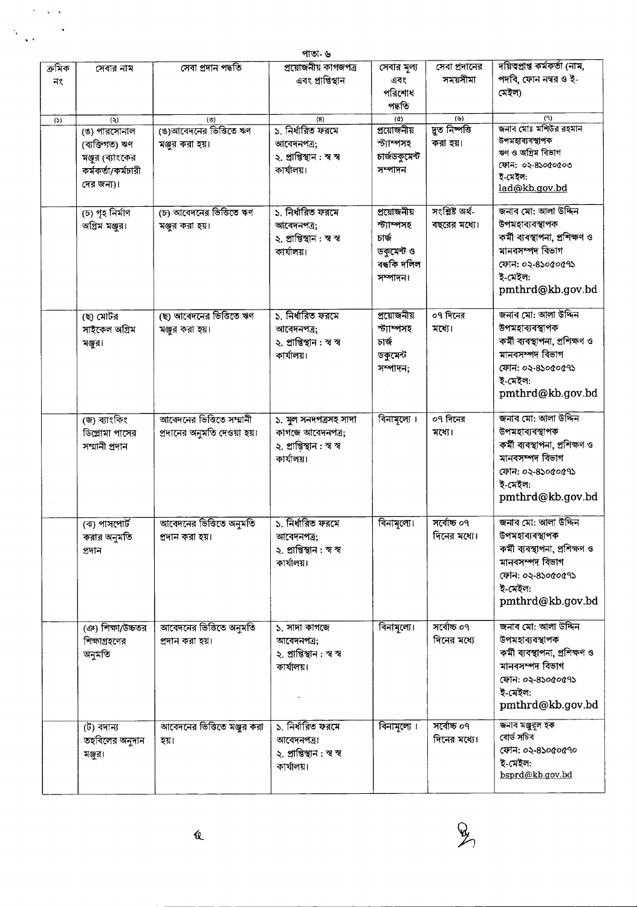| ক্রমিক নং | সেবার নাম | সেবা প্রদান পদ্ধতি | প্রয়োজনীয় কাগজপত্র এবং প্রাপ্তিস্থান | সেবার মূল্য এবং পরিশোধ পদ্ধতি | সেবা প্রদানের সময়সীমা | দয়িত্বপ্রাপ্ত কর্মকর্তা (নাম, পদবি, ফোন নম্বর ও ই-মেইল) |
|---|---|---|---|---|---|---|
| (১) | (২) | (৩) | (৪) | (৫) | (৬) | (৭) |
| | (ঙ) পারসোনাল (ব্যক্তিগত) ঋণ মঞ্জুর (ব্যাংকের কর্মকর্তা/কর্মচারী দের জন্য)। | (ঙ)আবেদনের ভিত্তিতে ঋণ মঞ্জুর করা হয়। | ১. নির্ধারিত ফরমে আবেদনপত্র; ২. প্রাপ্তিস্থান : স্ব স্ব কার্যালয়। | প্রয়োজনীয় স্ট্যাম্পসহ চার্জডকুমেন্ট সম্পাদন | দ্রুত নিষ্পত্তি করা হয়। | জনাব মোঃ মশিউর রহমান উপমহাব্যবস্থাপক ঋণ ও অগ্রিম বিভাগ ফোন: ০২-৪১০৫০৫০৩ ই-মেইল: lad@kb.gov.bd |
| | (চ) গৃহ নির্মাণ অগ্রিম মঞ্জুর। | (চ) আবেদনের ভিত্তিতে ঋণ মঞ্জুর করা হয়। | ১. নির্ধারিত ফরমে আবেদনপত্র; ২. প্রাপ্তিস্থান : স্ব স্ব কার্যালয়। | প্রয়োজনীয় স্ট্যাম্পসহ চার্জ ডকুমেন্ট ও বন্ধকি দলিল সম্পাদন। | সংশ্লিষ্ট অর্থ-বছরের মধ্যে। | জনাব মো: আলা উদ্দিন উপমহাব্যবস্থাপক কর্মী ব্যবস্থাপনা, প্রশিক্ষণ ও মানবসম্পদ বিভাগ ফোন: ০২-৪১০৫০৫৭১ ই-মেইল: pmthrd@kb.gov.bd |
| | (ছ) মোটর সাইকেল অগ্রিম মঞ্জুর। | (ছ) আবেদনের ভিত্তিতে ঋণ মঞ্জুর করা হয়। | ১. নির্ধারিত ফরমে আবেদনপত্র; ২. প্রাপ্তিস্থান : স্ব স্ব কার্যালয়। | প্রয়োজনীয় স্ট্যাম্পসহ চার্জ ডকুমেন্ট সম্পাদন; | ০৭ দিনের মধ্যে। | জনাব মো: আলা উদ্দিন উপমহাব্যবস্থাপক কর্মী ব্যবস্থাপনা, প্রশিক্ষণ ও মানবসম্পদ বিভাগ ফোন: ০২-৪১০৫০৫৭১ ই-মেইল: pmthrd@kb.gov.bd |
| | (জ) ব্যাংকিং ডিপ্লোমা পাসের সম্মানী প্রদান | আবেদনের ভিত্তিতে সম্মানী প্রদানের অনুমতি দেওয়া হয়। | ১. মুল সনদপত্রসহ সাদা কাগজে আবেদনপত্র; ২. প্রাপ্তিস্থান : স্ব স্ব কার্যালয়। | বিনামূল্যে। | ০৭ দিনের মধ্যে। | জনাব মো: আলা উদ্দিন উপমহাব্যবস্থাপক কর্মী ব্যবস্থাপনা, প্রশিক্ষণ ও মানবসম্পদ বিভাগ ফোন: ০২-৪১০৫০৫৭১ ই-মেইল: pmthrd@kb.gov.bd |
| | (ঝ) পাসপোর্ট করার অনুমতি প্রদান | আবেদনের ভিত্তিতে অনুমতি প্রদান করা হয়। | ১. নির্ধারিত ফরমে আবেদনপত্র; ২. প্রাপ্তিস্থান : স্ব স্ব কার্যালয়। | বিনামূল্যে। | সর্বোচ্চ ০৭ দিনের মধ্যে। | জনাব মো: আলা উদ্দিন উপমহাব্যবস্থাপক কর্মী ব্যবস্থাপনা, প্রশিক্ষণ ও মানবসম্পদ বিভাগ ফোন: ০২-৪১০৫০৫৭১ ই-মেইল: pmthrd@kb.gov.bd |
| | (ঞ) শিক্ষা/উচ্চতর শিক্ষাগ্রহণের অনুমতি | আবেদনের ভিত্তিতে অনুমতি প্রদান করা হয়। | ১. সাদা কাগজে আবেদনপত্র; ২. প্রাপ্তিস্থান : স্ব স্ব কার্যালয়। | বিনামূল্যে। | সর্বোচ্চ ০৭ দিনের মধ্যে | জনাব মো: আলা উদ্দিন উপমহাব্যবস্থাপক কর্মী ব্যবস্থাপনা, প্রশিক্ষণ ও মানবসম্পদ বিভাগ ফোন: ০২-৪১০৫০৫৭১ ই-মেইল: pmthrd@kb.gov.bd |
| | (ট) বদান্য তহবিলের অনুদান মঞ্জুর। | আবেদনের ভিত্তিতে মঞ্জুর করা হয়। | ১. নির্ধারিত ফরমে আবেদনপত্র। ২. প্রাপ্তিস্থান : স্ব স্ব কার্যালয়। | বিনামূল্যে। | সর্বোচ্চ ০৭ দিনের মধ্যে। | জনাব মঞ্জুরুল হক বোর্ড সচিব ফোন: ০২-৪১০৫০৫৭০ ই-মেইল: bsprd@kb.gov.bd |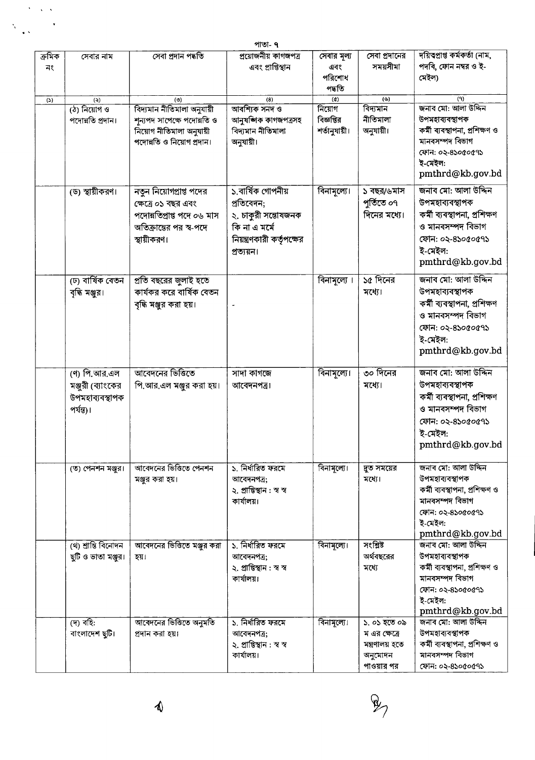| ক্রমিক নং | সেবার নাম | সেবা প্রদান পদ্ধতি | প্রয়োজনীয় কাগজপত্র এবং প্রাপ্তিস্থান | সেবার মূল্য এবং পরিশোধ পদ্ধতি | সেবা প্রদানের সময়সীমা | দয়িত্বপ্রাপ্ত কর্মকর্তা (নাম, পদবি, ফোন নম্বর ও ই-মেইল) |
|---|---|---|---|---|---|---|
| (১) | (২) | (৩) | (৪) | (৫) | (৬) | (৭) |
| | (ঠ) নিয়োগ ও পদোন্নতি প্রদান। | বিদ্যমান নীতিমালা অনুযায়ী শূন্যপদ সাপেক্ষে পদোন্নতি ও নিয়োগ নীতিমালা অনুযায়ী পদোন্নতি ও নিয়োগ প্রদান। | আবশ্যিক সনদ ও আনুষঙ্গিক কাগজপত্রসহ বিদ্যমান নীতিমালা অনুযায়ী। | নিয়োগ বিজ্ঞপ্তির শর্তানুযায়ী। | বিদ্যমান নীতিমালা অনুযায়ী। | জনাব মো: আলা উদ্দিন উপমহাব্যবস্থাপক কর্মী ব্যবস্থাপনা, প্রশিক্ষণ ও মানবসম্পদ বিভাগ ফোন: ০২-৪১০৫০৫৭১ ই-মেইল: pmthrd@kb.gov.bd |
| | (ড) স্থায়ীকরণ। | নতুন নিয়োগপ্রাপ্ত পদের ক্ষেত্রে ০১ বছর এবং পদোন্নতিপ্রাপ্ত পদে ০৬ মাস অতিক্রান্তের পর স্ব-পদে স্থায়ীকরণ। | ১.বার্ষিক গোপনীয় প্রতিবেদন; ২. চাকুরী সন্তোষজনক কি না এ মর্মে নিয়ন্ত্রণকারী কর্তৃপক্ষের প্রত্যয়ন। | বিনামূল্যে। | ১ বছর/৬মাস পূর্তিতে ০৭ দিনের মধ্যে। | জনাব মো: আলা উদ্দিন উপমহাব্যবস্থাপক কর্মী ব্যবস্থাপনা, প্রশিক্ষণ ও মানবসম্পদ বিভাগ ফোন: ০২-৪১০৫০৫৭১ ই-মেইল: pmthrd@kb.gov.bd |
| | (ঢ) বার্ষিক বেতন বৃদ্ধি মঞ্জুর। | প্রতি বছরের জুলাই হতে কার্যকর করে বার্ষিক বেতন বৃদ্ধি মঞ্জুর করা হয়। | - | বিনামূল্যে । | ১৫ দিনের মধ্যে। | জনাব মো: আলা উদ্দিন উপমহাব্যবস্থাপক কর্মী ব্যবস্থাপনা, প্রশিক্ষণ ও মানবসম্পদ বিভাগ ফোন: ০২-৪১০৫০৫৭১ ই-মেইল: pmthrd@kb.gov.bd |
| | (ণ) পি.আর.এল মঞ্জুরী (ব্যাংকের উপমহাব্যবস্থাপক পর্যন্ত)। | আবেদনের ভিত্তিতে পি.আর.এল মঞ্জুর করা হয়। | সাদা কাগজে আবেদনপত্র। | বিনামূল্যে। | ৩০ দিনের মধ্যে। | জনাব মো: আলা উদ্দিন উপমহাব্যবস্থাপক কর্মী ব্যবস্থাপনা, প্রশিক্ষণ ও মানবসম্পদ বিভাগ ফোন: ০২-৪১০৫০৫৭১ ই-মেইল: pmthrd@kb.gov.bd |
| | (ত) পেনশন মঞ্জুর। | আবেদনের ভিত্তিতে পেনশন মঞ্জুর করা হয়। | ১. নির্ধারিত ফরমে আবেদনপত্র; ২. প্রাপ্তিস্থান : স্ব স্ব কার্যালয়। | বিনামূল্যে। | দ্রুত সময়ের মধ্যে। | জনাব মো: আলা উদ্দিন উপমহাব্যবস্থাপক কর্মী ব্যবস্থাপনা, প্রশিক্ষণ ও মানবসম্পদ বিভাগ ফোন: ০২-৪১০৫০৫৭১ ই-মেইল: pmthrd@kb.gov.bd |
| | (থ) শ্রান্তি বিনোদন ছুটি ও ভাতা মঞ্জুর। | আবেদনের ভিত্তিতে মঞ্জুর করা হয়। | ১. নির্ধারিত ফরমে আবেদনপত্র; ২. প্রাপ্তিস্থান : স্ব স্ব কার্যালয়। | বিনামূল্যে। | সংশ্লিষ্ট অর্থবছরের মধ্যে | জনাব মো: আলা উদ্দিন উপমহাব্যবস্থাপক কর্মী ব্যবস্থাপনা, প্রশিক্ষণ ও মানবসম্পদ বিভাগ ফোন: ০২-৪১০৫০৫৭১ ই-মেইল: pmthrd@kb.gov.bd |
| | (দ) বহি: বাংলাদেশ ছুটি। | আবেদনের ভিত্তিতে অনুমতি প্রদান করা হয়। | ১. নির্ধারিত ফরমে আবেদনপত্র; ২. প্রাপ্তিস্থান : স্ব স্ব কার্যালয়। | বিনামূল্যে। | ১. ০১ হতে ০৯ ম এর ক্ষেত্রে মন্ত্রণালয় হতে অনুমোদন পাওয়ার পর | জনাব মো: আলা উদ্দিন উপমহাব্যবস্থাপক কর্মী ব্যবস্থাপনা, প্রশিক্ষণ ও মানবসম্পদ বিভাগ ফোন: ০২-৪১০৫০৫৭১ |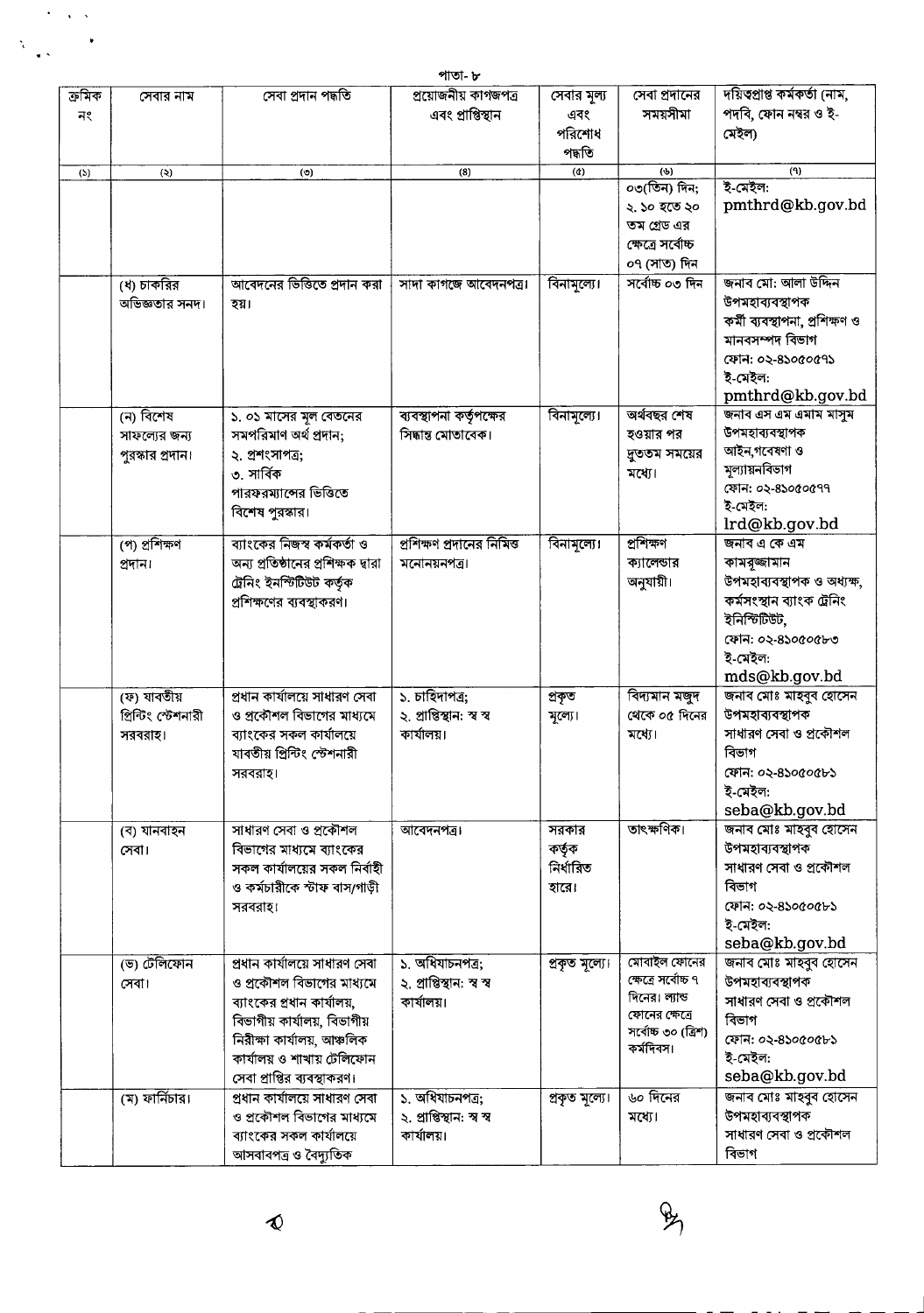| ক্রমিক নং | সেবার নাম | সেবা প্রদান পদ্ধতি | প্রয়োজনীয় কাগজপত্র এবং প্রাপ্তিস্থান | সেবার মূল্য এবং পরিশোধ পদ্ধতি | সেবা প্রদানের সময়সীমা | দায়িত্বপ্রাপ্ত কর্মকর্তা (নাম, পদবি, ফোন নম্বর ও ই-মেইল) |
|---|---|---|---|---|---|---|
| (১) | (২) | (৩) | (৪) | (৫) | (৬) | (৭) |
| | | | | | ০৩(তিন) দিন; ২. ১০ হতে ২০ তম গ্রেড এর ক্ষেত্রে সর্বোচ্চ ০৭ (সাত) দিন | ই-মেইল: pmthrd@kb.gov.bd |
| | (ধ) চাকরির অভিজ্ঞতার সনদ। | আবেদনের ভিত্তিতে প্রদান করা হয়। | সাদা কাগজে আবেদনপত্র। | বিনামূল্যে। | সর্বোচ্চ ০৩ দিন | জনাব মো: আলা উদ্দিন উপমহাব্যবস্থাপক কর্মী ব্যবস্থাপনা, প্রশিক্ষণ ও মানবসম্পদ বিভাগ ফোন: ০২-৪১০৫০৫৭১ ই-মেইল: pmthrd@kb.gov.bd |
| | (ন) বিশেষ সাফল্যের জন্য পুরস্কার প্রদান। | ১. ০১ মাসের মূল বেতনের সমপরিমাণ অর্থ প্রদান; ২. প্রশংসাপত্র; ৩. সার্বিক পারফরম্যান্সের ভিত্তিতে বিশেষ পুরস্কার। | ব্যবস্থাপনা কর্তৃপক্ষের সিদ্ধান্ত মোতাবেক। | বিনামূল্যে। | অর্থবছর শেষ হওয়ার পর দ্রুততম সময়ের মধ্যে। | জনাব এস এম এমাম মাসুম উপমহাব্যবস্থাপক আইন,গবেষণা ও মূল্যায়নবিভাগ ফোন: ০২-৪১০৫০৫৭৭ ই-মেইল: lrd@kb.gov.bd |
| | (প) প্রশিক্ষণ প্রদান। | ব্যাংকের নিজস্ব কর্মকর্তা ও অন্য প্রতিষ্ঠানের প্রশিক্ষক দ্বারা ট্রেনিং ইনস্টিটিউট কর্তৃক প্রশিক্ষণের ব্যবস্থাকরণ। | প্রশিক্ষণ প্রদানের নিমিত্ত মনোনয়নপত্র। | বিনামূল্যে। | প্রশিক্ষণ ক্যালেন্ডার অনুযায়ী। | জনাব এ কে এম কামরুজ্জামান উপমহাব্যবস্থাপক ও অধ্যক্ষ, কর্মসংস্থান ব্যাংক ট্রেনিং ইনস্টিটিউট, ফোন: ০২-৪১০৫০৫৮৩ ই-মেইল: mds@kb.gov.bd |
| | (ফ) যাবতীয় প্রিন্টিং স্টেশনারী সরবরাহ। | প্রধান কার্যালয়ে সাধারণ সেবা ও প্রকৌশল বিভাগের মাধ্যমে ব্যাংকের সকল কার্যালয়ে যাবতীয় প্রিন্টিং স্টেশনারী সরবরাহ। | ১. চাহিদাপত্র; ২. প্রাপ্তিস্থান: স্ব স্ব কার্যালয়। | প্রকৃত মূল্যে। | বিদ্যমান মজুদ থেকে ০৫ দিনের মধ্যে। | জনাব মোঃ মাহবুব হোসেন উপমহাব্যবস্থাপক সাধারণ সেবা ও প্রকৌশল বিভাগ ফোন: ০২-৪১০৫০৫৮১ ই-মেইল: seba@kb.gov.bd |
| | (ব) যানবাহন সেবা। | সাধারণ সেবা ও প্রকৌশল বিভাগের মাধ্যমে ব্যাংকের সকল কার্যালয়ের সকল নির্বাহী ও কর্মচারীকে স্টাফ বাস/গাড়ী সরবরাহ। | আবেদনপত্র। | সরকার কর্তৃক নির্ধারিত হারে। | তাৎক্ষণিক। | জনাব মোঃ মাহবুব হোসেন উপমহাব্যবস্থাপক সাধারণ সেবা ও প্রকৌশল বিভাগ ফোন: ০২-৪১০৫০৫৮১ ই-মেইল: seba@kb.gov.bd |
| | (ভ) টেলিফোন সেবা। | প্রধান কার্যালয়ে সাধারণ সেবা ও প্রকৌশল বিভাগের মাধ্যমে ব্যাংকের প্রধান কার্যালয়, বিভাগীয় কার্যালয়, বিভাগীয় নিরীক্ষা কার্যালয়, আঞ্চলিক কার্যালয় ও শাখায় টেলিফোন সেবা প্রাপ্তির ব্যবস্থাকরণ। | ১. অধিযাচনপত্র; ২. প্রাপ্তিস্থান: স্ব স্ব কার্যালয়। | প্রকৃত মূল্যে। | মোবাইল ফোনের ক্ষেত্রে সর্বোচ্চ ৭ দিনের। ল্যান্ড ফোনের ক্ষেত্রে সর্বোচ্চ ৩০ (ত্রিশ) কর্মদিবস। | জনাব মোঃ মাহবুব হোসেন উপমহাব্যবস্থাপক সাধারণ সেবা ও প্রকৌশল বিভাগ ফোন: ০২-৪১০৫০৫৮১ ই-মেইল: seba@kb.gov.bd |
| | (ম) ফার্নিচার। | প্রধান কার্যালয়ে সাধারণ সেবা ও প্রকৌশল বিভাগের মাধ্যমে ব্যাংকের সকল কার্যালয়ে আসবাবপত্র ও বৈদ্যুতিক | ১. অধিযাচনপত্র; ২. প্রাপ্তিস্থান: স্ব স্ব কার্যালয়। | প্রকৃত মূল্যে। | ৬০ দিনের মধ্যে। | জনাব মোঃ মাহবুব হোসেন উপমহাব্যবস্থাপক সাধারণ সেবা ও প্রকৌশল বিভাগ |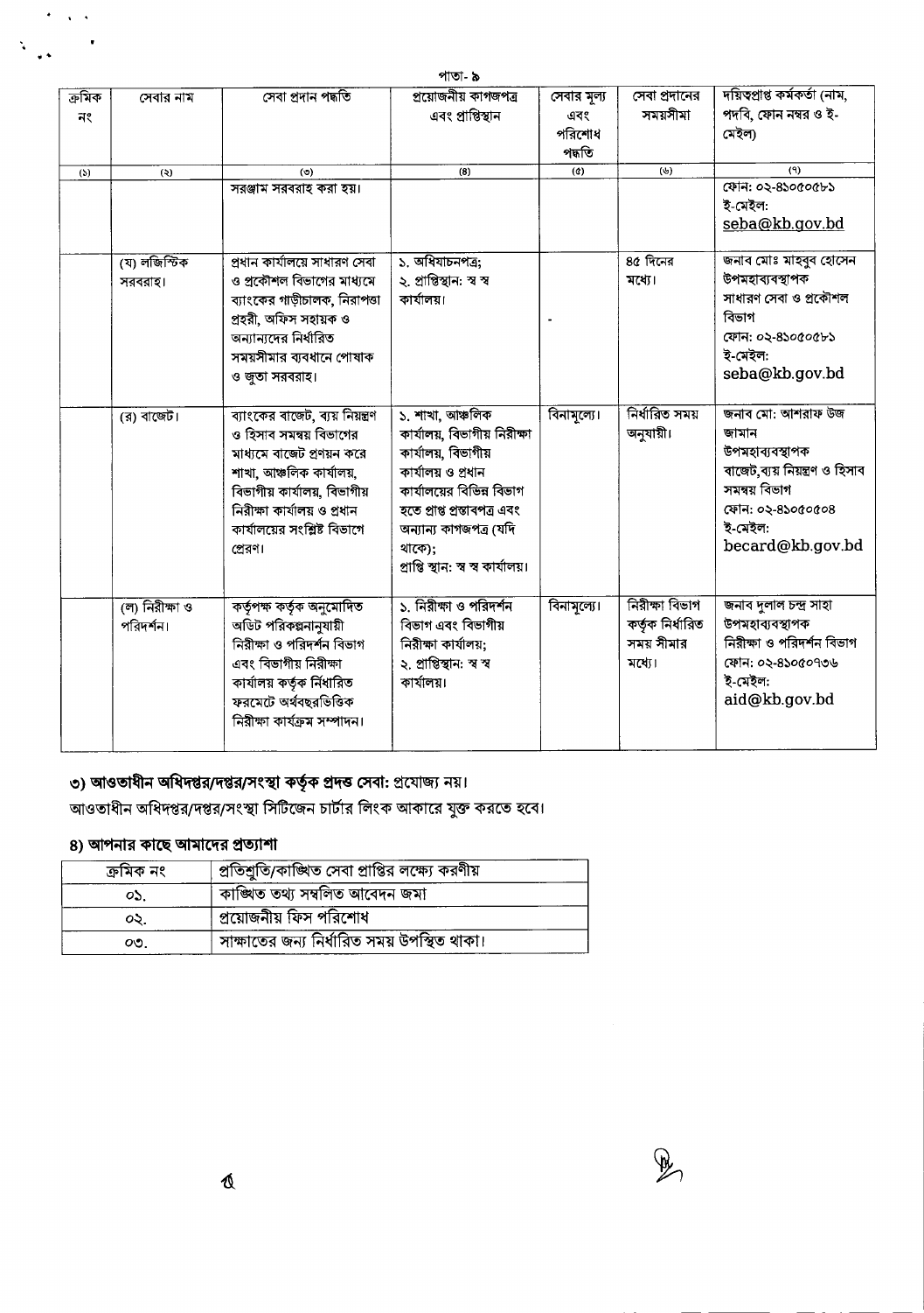| ক্রমিক নং | সেবার নাম | সেবা প্রদান পদ্ধতি | প্রয়োজনীয় কাগজপত্র এবং প্রাপ্তিস্থান | সেবার মূল্য এবং পরিশোধ পদ্ধতি | সেবা প্রদানের সময়সীমা | দায়িত্বপ্রাপ্ত কর্মকর্তা (নাম, পদবি, ফোন নম্বর ও ই-মেইল) |
|---|---|---|---|---|---|---|
| (১) | (২) | (৩) | (৪) | (৫) | (৬) | (৭) |
| | | সরঞ্জাম সরবরাহ করা হয়। | | | | ফোন: ০২-৪১০৫০৫৮১<br>ই-মেইল: seba@kb.gov.bd |
| | (য) লজিস্টিক সরবরাহ। | প্রধান কার্যালয়ে সাধারণ সেবা ও প্রকৌশল বিভাগের মাধ্যমে ব্যাংকের গাড়ীচালক, নিরাপত্তা প্রহরী, অফিস সহায়ক ও অন্যান্যদের নির্ধারিত সময়সীমার ব্যবধানে পোষাক ও জুতা সরবরাহ। | ১. অধিযাচনপত্র;<br>২. প্রাপ্তিস্থান: স্ব স্ব কার্যালয়। | - | ৪৫ দিনের মধ্যে। | জনাব মোঃ মাহবুব হোসেন<br>উপমহাব্যবস্থাপক<br>সাধারণ সেবা ও প্রকৌশল বিভাগ<br>ফোন: ০২-৪১০৫০৫৮১<br>ই-মেইল: seba@kb.gov.bd |
| | (র) বাজেট। | ব্যাংকের বাজেট, ব্যয় নিয়ন্ত্রণ ও হিসাব সমন্বয় বিভাগের মাধ্যমে বাজেট প্রণয়ন করে শাখা, আঞ্চলিক কার্যালয়, বিভাগীয় কার্যালয়, বিভাগীয় নিরীক্ষা কার্যালয় ও প্রধান কার্যালয়ের সংশ্লিষ্ট বিভাগে প্রেরণ। | ১. শাখা, আঞ্চলিক কার্যালয়, বিভাগীয় নিরীক্ষা কার্যালয়, বিভাগীয় কার্যালয় ও প্রধান কার্যালয়ের বিভিন্ন বিভাগ হতে প্রাপ্ত প্রস্তাবপত্র এবং অন্যান্য কাগজপত্র (যদি থাকে);<br>প্রাপ্তি স্থান: স্ব স্ব কার্যালয়। | বিনামূল্যে। | নির্ধারিত সময় অনুযায়ী। | জনাব মো: আশরাফ উজ জামান<br>উপমহাব্যবস্থাপক<br>বাজেট,ব্যয় নিয়ন্ত্রণ ও হিসাব সমন্বয় বিভাগ<br>ফোন: ০২-৪১০৫০৫০৪<br>ই-মেইল: becard@kb.gov.bd |
| | (ল) নিরীক্ষা ও পরিদর্শন। | কর্তৃপক্ষ কর্তৃক অনুমোদিত অডিট পরিকল্পনানুযায়ী নিরীক্ষা ও পরিদর্শন বিভাগ এবং বিভাগীয় নিরীক্ষা কার্যালয় কর্তৃক নির্ধারিত ফরমেটে অর্থবছরভিত্তিক নিরীক্ষা কার্যক্রম সম্পাদন। | ১. নিরীক্ষা ও পরিদর্শন বিভাগ এবং বিভাগীয় নিরীক্ষা কার্যালয়;<br>২. প্রাপ্তিস্থান: স্ব স্ব কার্যালয়। | বিনামূল্যে। | নিরীক্ষা বিভাগ কর্তৃক নির্ধারিত সময় সীমার মধ্যে। | জনাব দুলাল চন্দ্র সাহা<br>উপমহাব্যবস্থাপক<br>নিরীক্ষা ও পরিদর্শন বিভাগ<br>ফোন: ০২-৪১০৫০৭৩৬<br>ই-মেইল: aid@kb.gov.bd |

## ৩) আওতাধীন অধিদপ্তর/দপ্তর/সংস্থা কর্তৃক প্রদত্ত সেবা: প্রযোজ্য নয়।

আওতাধীন অধিদপ্তর/দপ্তর/সংস্থা সিটিজেন চার্টার লিংক আকারে যুক্ত করতে হবে।

## ৪) আপনার কাছে আমাদের প্রত্যাশা

| ক্রমিক নং | প্রতিশ্রুতি/কাঙ্ক্ষিত সেবা প্রাপ্তির লক্ষ্যে করণীয় |
|---|---|
| ০১. | কাঙ্ক্ষিত তথ্য সম্বলিত আবেদন জমা |
| ০২. | প্রয়োজনীয় ফিস পরিশোধ |
| ০৩. | সাক্ষাতের জন্য নির্ধারিত সময় উপস্থিত থাকা। |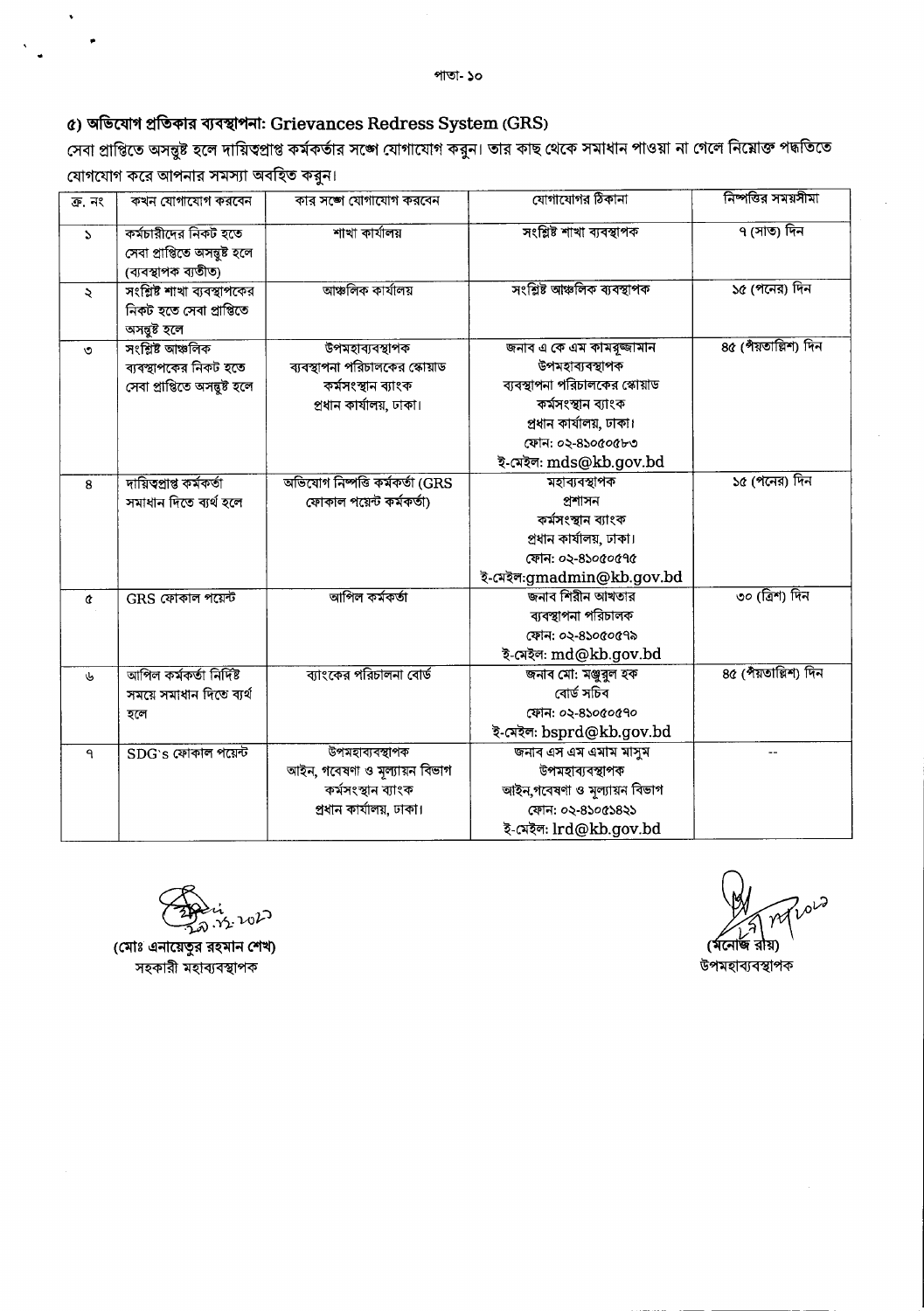## ৫) অভিযোগ প্রতিকার ব্যবস্থাপনা: Grievances Redress System (GRS)

সেবা প্রাপ্তিতে অসন্তুষ্ট হলে দায়িত্বপ্রাপ্ত কর্মকর্তার সঙ্গে যোগাযোগ করুন। তার কাছ থেকে সমাধান পাওয়া না গেলে নিম্নোক্ত পদ্ধতিতে যোগাযোগ করে আপনার সমস্যা অবহিত করুন।

| ক্র. নং | কখন যোগাযোগ করবেন | কার সঙ্গে যোগাযোগ করবেন | যোগাযোগর ঠিকানা | নিষ্পত্তির সময়সীমা |
|---|---|---|---|---|
| ১ | কর্মচারীদের নিকট হতে সেবা প্রাপ্তিতে অসন্তুষ্ট হলে (ব্যবস্থাপক ব্যতীত) | শাখা কার্যালয় | সংশ্লিষ্ট শাখা ব্যবস্থাপক | ৭ (সাত) দিন |
| ২ | সংশ্লিষ্ট শাখা ব্যবস্থাপকের নিকট হতে সেবা প্রাপ্তিতে অসন্তুষ্ট হলে | আঞ্চলিক কার্যালয় | সংশ্লিষ্ট আঞ্চলিক ব্যবস্থাপক | ১৫ (পনের) দিন |
| ৩ | সংশ্লিষ্ট আঞ্চলিক ব্যবস্থাপকের নিকট হতে সেবা প্রাপ্তিতে অসন্তুষ্ট হলে | উপমহাব্যবস্থাপক ব্যবস্থাপনা পরিচালকের স্কোয়াড কর্মসংস্থান ব্যাংক প্রধান কার্যালয়, ঢাকা। | জনাব এ কে এম কামরুজ্জামান উপমহাব্যবস্থাপক ব্যবস্থাপনা পরিচালকের স্কোয়াড কর্মসংস্থান ব্যাংক প্রধান কার্যালয়, ঢাকা। ফোন: ০২-৪১০৫০৫৮৩ ই-মেইল: mds@kb.gov.bd | ৪৫ (পঁয়তাল্লিশ) দিন |
| ৪ | দায়িত্বপ্রাপ্ত কর্মকর্তা সমাধান দিতে ব্যর্থ হলে | অভিযোগ নিষ্পত্তি কর্মকর্তা (GRS ফোকাল পয়েন্ট কর্মকর্তা) | মহাব্যবস্থাপক প্রশাসন কর্মসংস্থান ব্যাংক প্রধান কার্যালয়, ঢাকা। ফোন: ০২-৪১০৫০৫৭৫ ই-মেইল:gmadmin@kb.gov.bd | ১৫ (পনের) দিন |
| ৫ | GRS ফোকাল পয়েন্ট | আপিল কর্মকর্তা | জনাব শিরীন আখতার ব্যবস্থাপনা পরিচালক ফোন: ০২-৪১০৫০৫৭৯ ই-মেইল: md@kb.gov.bd | ৩০ (ত্রিশ) দিন |
| ৬ | আপিল কর্মকর্তা নির্দিষ্ট সময়ে সমাধান দিতে ব্যর্থ হলে | ব্যাংকের পরিচালনা বোর্ড | জনাব মো: মঞ্জুরুল হক বোর্ড সচিব ফোন: ০২-৪১০৫০৫৭০ ই-মেইল: bsprd@kb.gov.bd | ৪৫ (পঁয়তাল্লিশ) দিন |
| ৭ | SDG's ফোকাল পয়েন্ট | উপমহাব্যবস্থাপক আইন, গবেষণা ও মূল্যায়ন বিভাগ কর্মসংস্থান ব্যাংক প্রধান কার্যালয়, ঢাকা। | জনাব এস এম এমাম মাসুম উপমহাব্যবস্থাপক আইন,গবেষণা ও মূল্যায়ন বিভাগ ফোন: ০২-৪১০৫১৪২১ ই-মেইল: lrd@kb.gov.bd | -- |

(মোঃ এনায়েতুর রহমান শেখ)
সহকারী মহাব্যবস্থাপক

(মনোজ রায়)
উপমহাব্যবস্থাপক